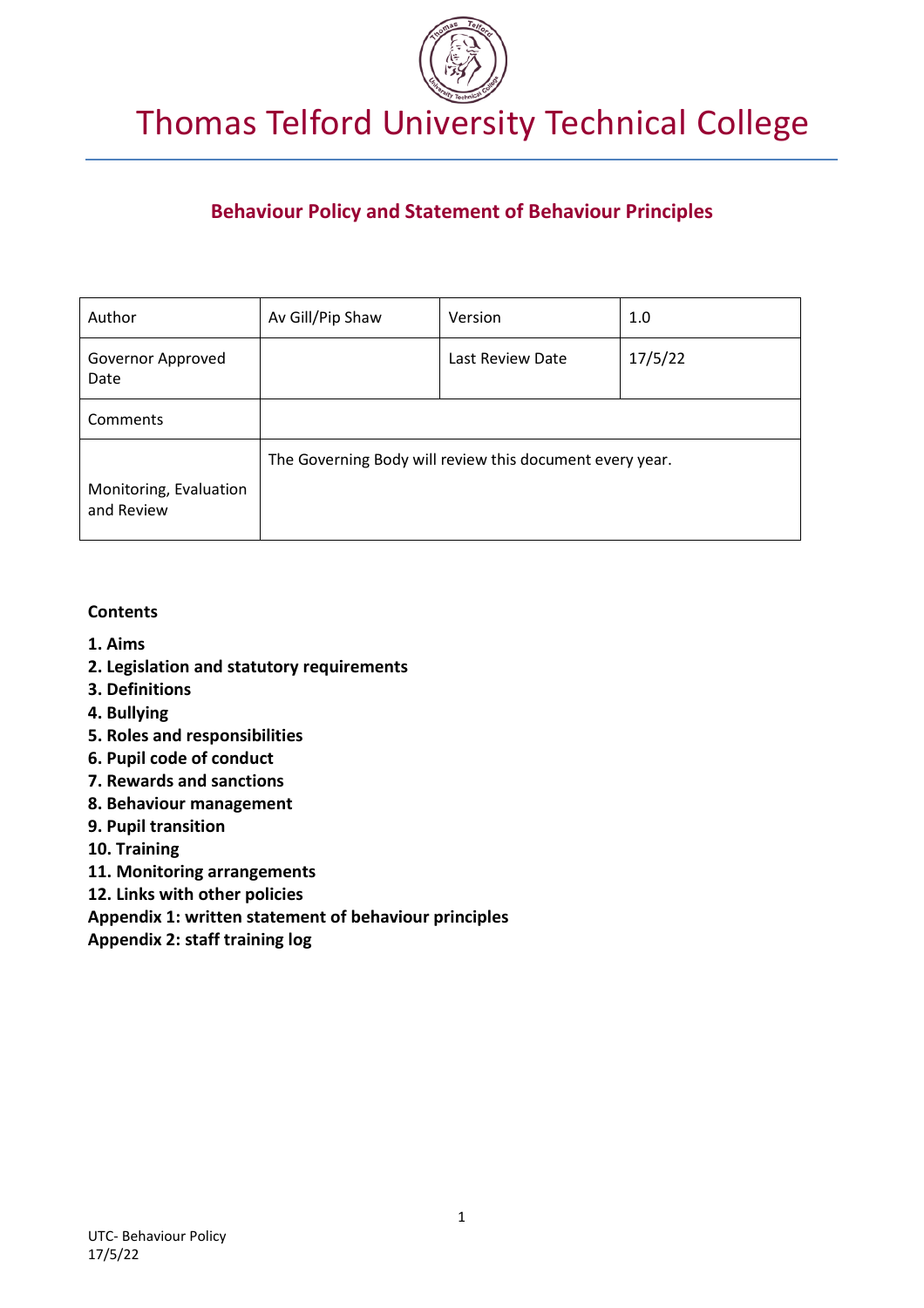# Thomas Telford University Technical College

## Behaviour Policy and Statement of Behaviour Principles

| Author | Av Gill/Pip Shaw | Version | 1.0 |
| --- | --- | --- | --- |
| Governor Approved Date | | Last Review Date | 17/5/22 |
| Comments | | | |
| Monitoring, Evaluation and Review | The Governing Body will review this document every year. | | |

**Contents**

**1. Aims**
**2. Legislation and statutory requirements**
**3. Definitions**
**4. Bullying**
**5. Roles and responsibilities**
**6. Pupil code of conduct**
**7. Rewards and sanctions**
**8. Behaviour management**
**9. Pupil transition**
**10. Training**
**11. Monitoring arrangements**
**12. Links with other policies**
**Appendix 1: written statement of behaviour principles**
**Appendix 2: staff training log**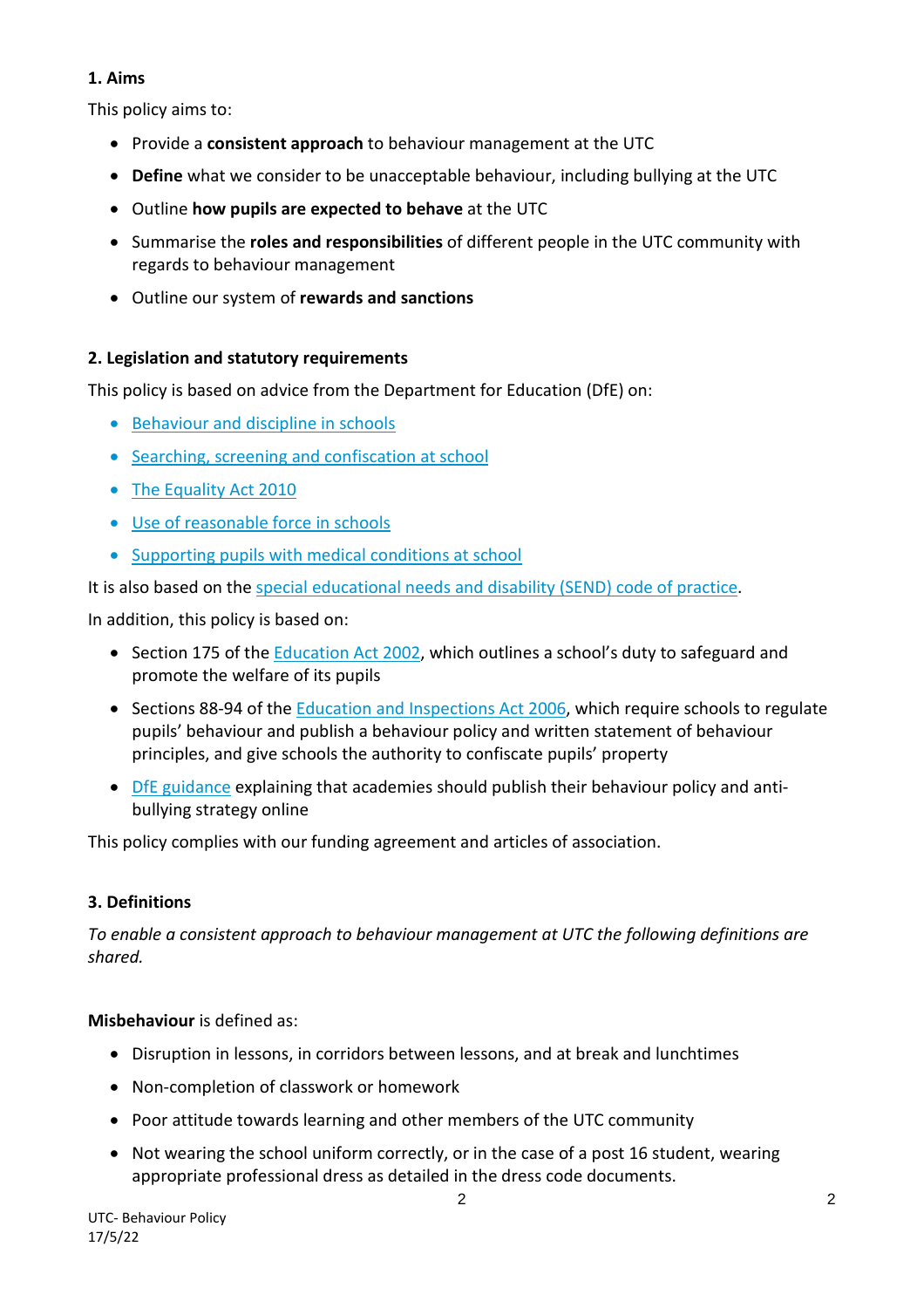## 1. Aims

This policy aims to:

- Provide a **consistent approach** to behaviour management at the UTC
- **Define** what we consider to be unacceptable behaviour, including bullying at the UTC
- Outline **how pupils are expected to behave** at the UTC
- Summarise the **roles and responsibilities** of different people in the UTC community with regards to behaviour management
- Outline our system of **rewards and sanctions**

## 2. Legislation and statutory requirements

This policy is based on advice from the Department for Education (DfE) on:

- Behaviour and discipline in schools
- Searching, screening and confiscation at school
- The Equality Act 2010
- Use of reasonable force in schools
- Supporting pupils with medical conditions at school

It is also based on the special educational needs and disability (SEND) code of practice.

In addition, this policy is based on:

- Section 175 of the Education Act 2002, which outlines a school's duty to safeguard and promote the welfare of its pupils
- Sections 88-94 of the Education and Inspections Act 2006, which require schools to regulate pupils' behaviour and publish a behaviour policy and written statement of behaviour principles, and give schools the authority to confiscate pupils' property
- DfE guidance explaining that academies should publish their behaviour policy and anti-bullying strategy online

This policy complies with our funding agreement and articles of association.

## 3. Definitions

*To enable a consistent approach to behaviour management at UTC the following definitions are shared.*

**Misbehaviour** is defined as:

- Disruption in lessons, in corridors between lessons, and at break and lunchtimes
- Non-completion of classwork or homework
- Poor attitude towards learning and other members of the UTC community
- Not wearing the school uniform correctly, or in the case of a post 16 student, wearing appropriate professional dress as detailed in the dress code documents.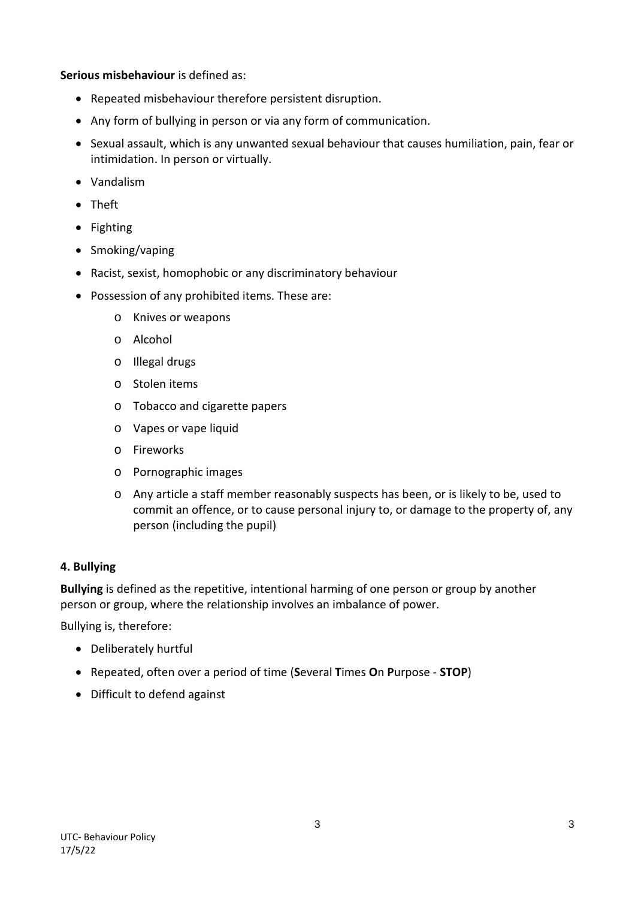**Serious misbehaviour** is defined as:

- Repeated misbehaviour therefore persistent disruption.
- Any form of bullying in person or via any form of communication.
- Sexual assault, which is any unwanted sexual behaviour that causes humiliation, pain, fear or intimidation. In person or virtually.
- Vandalism
- Theft
- Fighting
- Smoking/vaping
- Racist, sexist, homophobic or any discriminatory behaviour
- Possession of any prohibited items. These are:
    - Knives or weapons
    - Alcohol
    - Illegal drugs
    - Stolen items
    - Tobacco and cigarette papers
    - Vapes or vape liquid
    - Fireworks
    - Pornographic images
    - Any article a staff member reasonably suspects has been, or is likely to be, used to commit an offence, or to cause personal injury to, or damage to the property of, any person (including the pupil)

## 4. Bullying

**Bullying** is defined as the repetitive, intentional harming of one person or group by another person or group, where the relationship involves an imbalance of power.

Bullying is, therefore:

- Deliberately hurtful
- Repeated, often over a period of time (**S**everal **T**imes **O**n **P**urpose - **STOP**)
- Difficult to defend against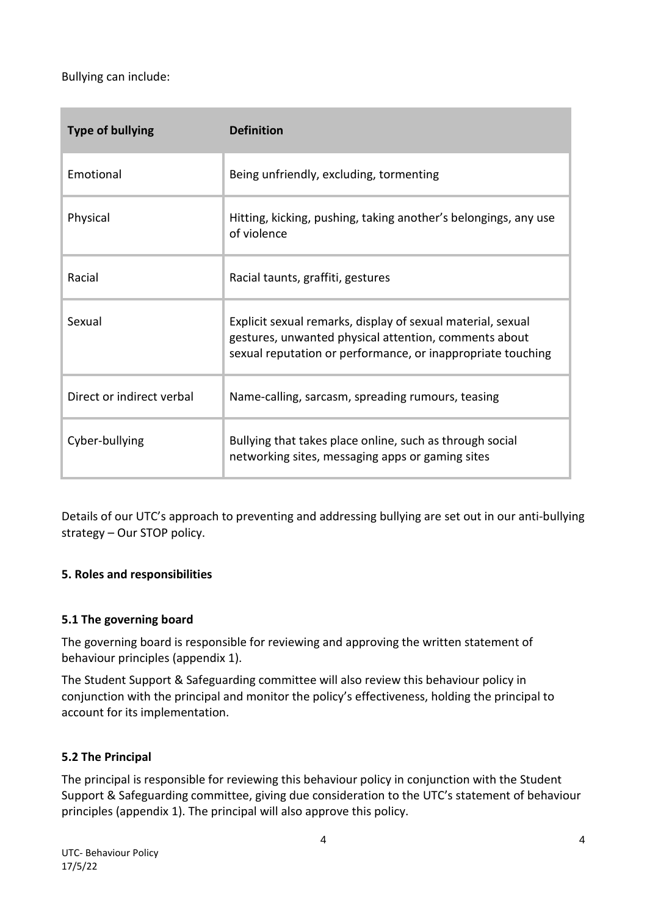Bullying can include:

| Type of bullying | Definition |
|---|---|
| Emotional | Being unfriendly, excluding, tormenting |
| Physical | Hitting, kicking, pushing, taking another's belongings, any use of violence |
| Racial | Racial taunts, graffiti, gestures |
| Sexual | Explicit sexual remarks, display of sexual material, sexual gestures, unwanted physical attention, comments about sexual reputation or performance, or inappropriate touching |
| Direct or indirect verbal | Name-calling, sarcasm, spreading rumours, teasing |
| Cyber-bullying | Bullying that takes place online, such as through social networking sites, messaging apps or gaming sites |

Details of our UTC's approach to preventing and addressing bullying are set out in our anti-bullying strategy – Our STOP policy.

### 5. Roles and responsibilities

#### 5.1 The governing board

The governing board is responsible for reviewing and approving the written statement of behaviour principles (appendix 1).

The Student Support & Safeguarding committee will also review this behaviour policy in conjunction with the principal and monitor the policy's effectiveness, holding the principal to account for its implementation.

#### 5.2 The Principal

The principal is responsible for reviewing this behaviour policy in conjunction with the Student Support & Safeguarding committee, giving due consideration to the UTC's statement of behaviour principles (appendix 1). The principal will also approve this policy.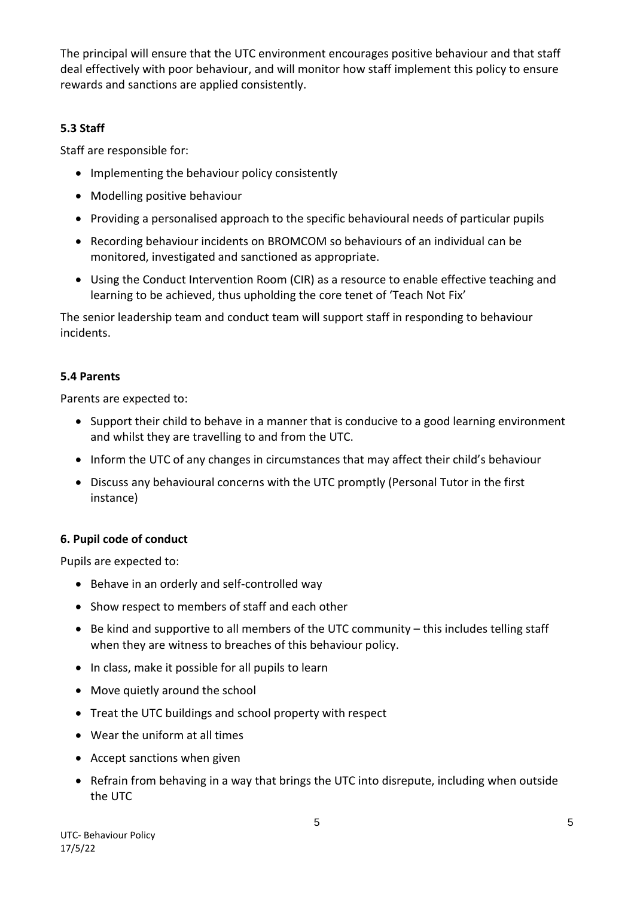The principal will ensure that the UTC environment encourages positive behaviour and that staff deal effectively with poor behaviour, and will monitor how staff implement this policy to ensure rewards and sanctions are applied consistently.

### 5.3 Staff

Staff are responsible for:

- Implementing the behaviour policy consistently
- Modelling positive behaviour
- Providing a personalised approach to the specific behavioural needs of particular pupils
- Recording behaviour incidents on BROMCOM so behaviours of an individual can be monitored, investigated and sanctioned as appropriate.
- Using the Conduct Intervention Room (CIR) as a resource to enable effective teaching and learning to be achieved, thus upholding the core tenet of 'Teach Not Fix'

The senior leadership team and conduct team will support staff in responding to behaviour incidents.

### 5.4 Parents

Parents are expected to:

- Support their child to behave in a manner that is conducive to a good learning environment and whilst they are travelling to and from the UTC.
- Inform the UTC of any changes in circumstances that may affect their child's behaviour
- Discuss any behavioural concerns with the UTC promptly (Personal Tutor in the first instance)

## 6. Pupil code of conduct

Pupils are expected to:

- Behave in an orderly and self-controlled way
- Show respect to members of staff and each other
- Be kind and supportive to all members of the UTC community – this includes telling staff when they are witness to breaches of this behaviour policy.
- In class, make it possible for all pupils to learn
- Move quietly around the school
- Treat the UTC buildings and school property with respect
- Wear the uniform at all times
- Accept sanctions when given
- Refrain from behaving in a way that brings the UTC into disrepute, including when outside the UTC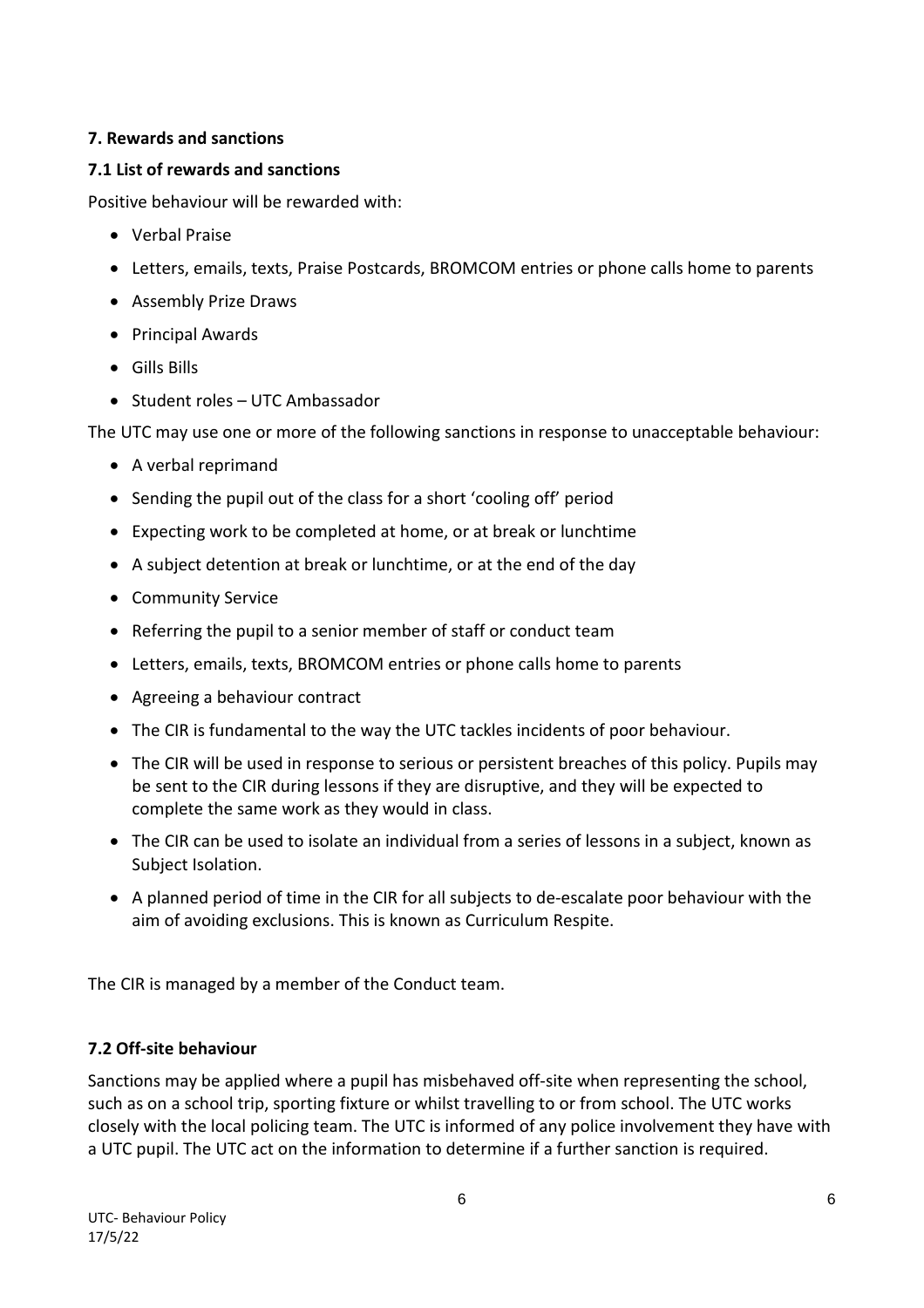**7. Rewards and sanctions**

**7.1 List of rewards and sanctions**

Positive behaviour will be rewarded with:

- Verbal Praise
- Letters, emails, texts, Praise Postcards, BROMCOM entries or phone calls home to parents
- Assembly Prize Draws
- Principal Awards
- Gills Bills
- Student roles – UTC Ambassador

The UTC may use one or more of the following sanctions in response to unacceptable behaviour:

- A verbal reprimand
- Sending the pupil out of the class for a short 'cooling off' period
- Expecting work to be completed at home, or at break or lunchtime
- A subject detention at break or lunchtime, or at the end of the day
- Community Service
- Referring the pupil to a senior member of staff or conduct team
- Letters, emails, texts, BROMCOM entries or phone calls home to parents
- Agreeing a behaviour contract
- The CIR is fundamental to the way the UTC tackles incidents of poor behaviour.
- The CIR will be used in response to serious or persistent breaches of this policy. Pupils may be sent to the CIR during lessons if they are disruptive, and they will be expected to complete the same work as they would in class.
- The CIR can be used to isolate an individual from a series of lessons in a subject, known as Subject Isolation.
- A planned period of time in the CIR for all subjects to de-escalate poor behaviour with the aim of avoiding exclusions. This is known as Curriculum Respite.

The CIR is managed by a member of the Conduct team.

**7.2 Off-site behaviour**

Sanctions may be applied where a pupil has misbehaved off-site when representing the school, such as on a school trip, sporting fixture or whilst travelling to or from school. The UTC works closely with the local policing team. The UTC is informed of any police involvement they have with a UTC pupil. The UTC act on the information to determine if a further sanction is required.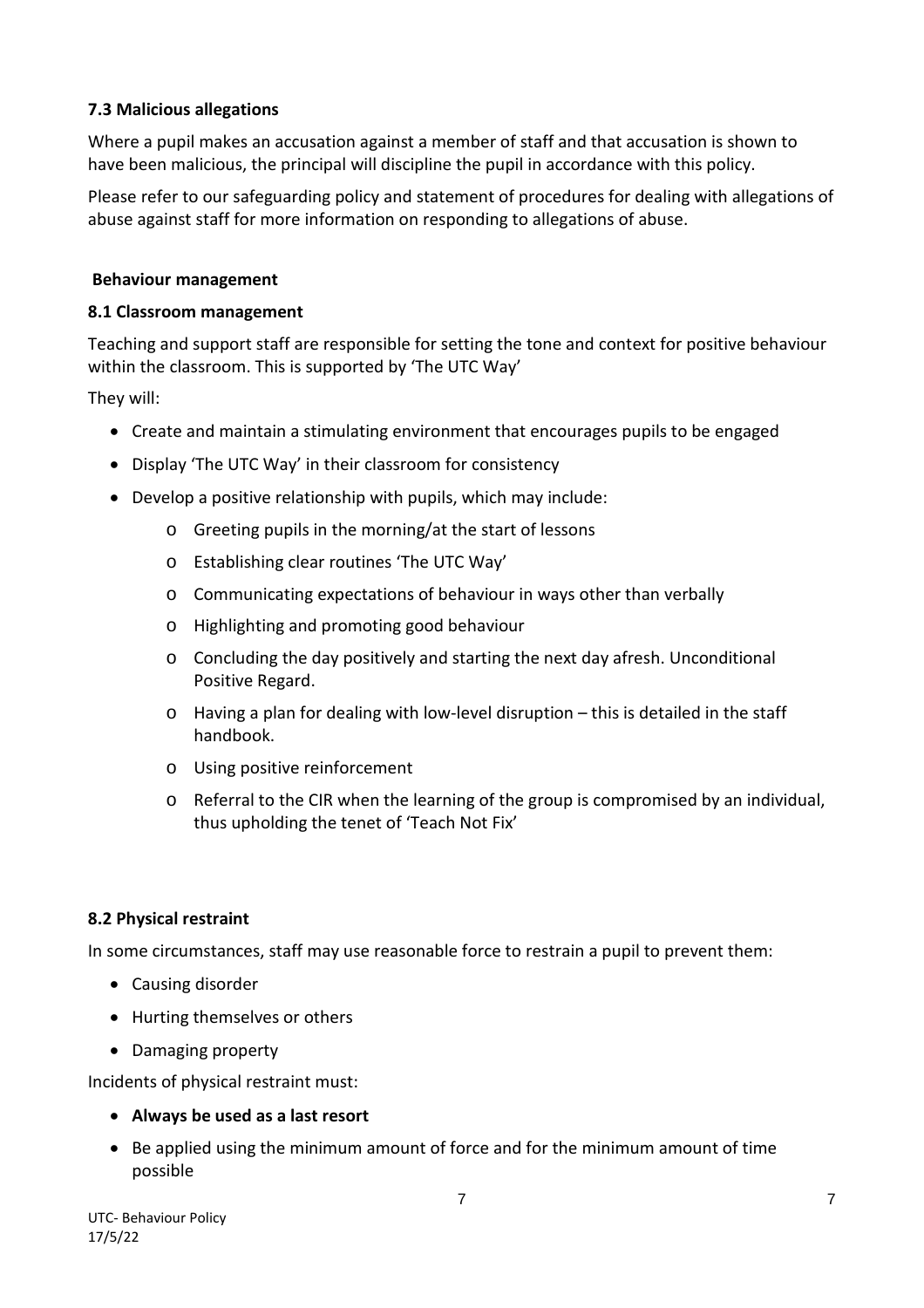### 7.3 Malicious allegations

Where a pupil makes an accusation against a member of staff and that accusation is shown to have been malicious, the principal will discipline the pupil in accordance with this policy.

Please refer to our safeguarding policy and statement of procedures for dealing with allegations of abuse against staff for more information on responding to allegations of abuse.

## Behaviour management

### 8.1 Classroom management

Teaching and support staff are responsible for setting the tone and context for positive behaviour within the classroom. This is supported by 'The UTC Way'

They will:

- Create and maintain a stimulating environment that encourages pupils to be engaged
- Display 'The UTC Way' in their classroom for consistency
- Develop a positive relationship with pupils, which may include:
    - Greeting pupils in the morning/at the start of lessons
    - Establishing clear routines 'The UTC Way'
    - Communicating expectations of behaviour in ways other than verbally
    - Highlighting and promoting good behaviour
    - Concluding the day positively and starting the next day afresh. Unconditional Positive Regard.
    - Having a plan for dealing with low-level disruption – this is detailed in the staff handbook.
    - Using positive reinforcement
    - Referral to the CIR when the learning of the group is compromised by an individual, thus upholding the tenet of 'Teach Not Fix'

### 8.2 Physical restraint

In some circumstances, staff may use reasonable force to restrain a pupil to prevent them:

- Causing disorder
- Hurting themselves or others
- Damaging property

Incidents of physical restraint must:

- **Always be used as a last resort**
- Be applied using the minimum amount of force and for the minimum amount of time possible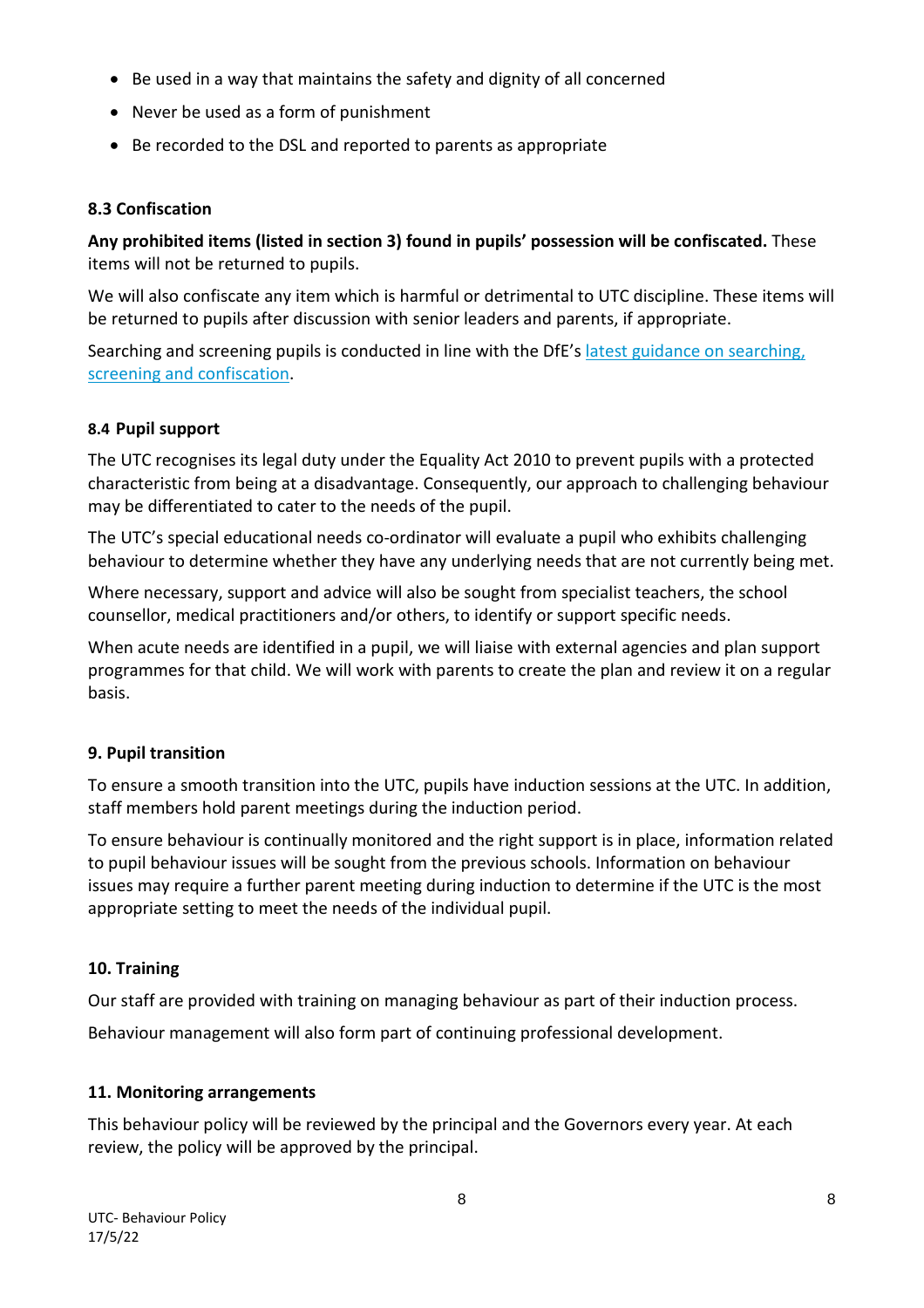- Be used in a way that maintains the safety and dignity of all concerned
- Never be used as a form of punishment
- Be recorded to the DSL and reported to parents as appropriate

### 8.3 Confiscation

**Any prohibited items (listed in section 3) found in pupils' possession will be confiscated.** These items will not be returned to pupils.

We will also confiscate any item which is harmful or detrimental to UTC discipline. These items will be returned to pupils after discussion with senior leaders and parents, if appropriate.

Searching and screening pupils is conducted in line with the DfE's latest guidance on searching, screening and confiscation.

### 8.4 Pupil support

The UTC recognises its legal duty under the Equality Act 2010 to prevent pupils with a protected characteristic from being at a disadvantage. Consequently, our approach to challenging behaviour may be differentiated to cater to the needs of the pupil.

The UTC's special educational needs co-ordinator will evaluate a pupil who exhibits challenging behaviour to determine whether they have any underlying needs that are not currently being met.

Where necessary, support and advice will also be sought from specialist teachers, the school counsellor, medical practitioners and/or others, to identify or support specific needs.

When acute needs are identified in a pupil, we will liaise with external agencies and plan support programmes for that child. We will work with parents to create the plan and review it on a regular basis.

## 9. Pupil transition

To ensure a smooth transition into the UTC, pupils have induction sessions at the UTC. In addition, staff members hold parent meetings during the induction period.

To ensure behaviour is continually monitored and the right support is in place, information related to pupil behaviour issues will be sought from the previous schools. Information on behaviour issues may require a further parent meeting during induction to determine if the UTC is the most appropriate setting to meet the needs of the individual pupil.

## 10. Training

Our staff are provided with training on managing behaviour as part of their induction process.

Behaviour management will also form part of continuing professional development.

## 11. Monitoring arrangements

This behaviour policy will be reviewed by the principal and the Governors every year. At each review, the policy will be approved by the principal.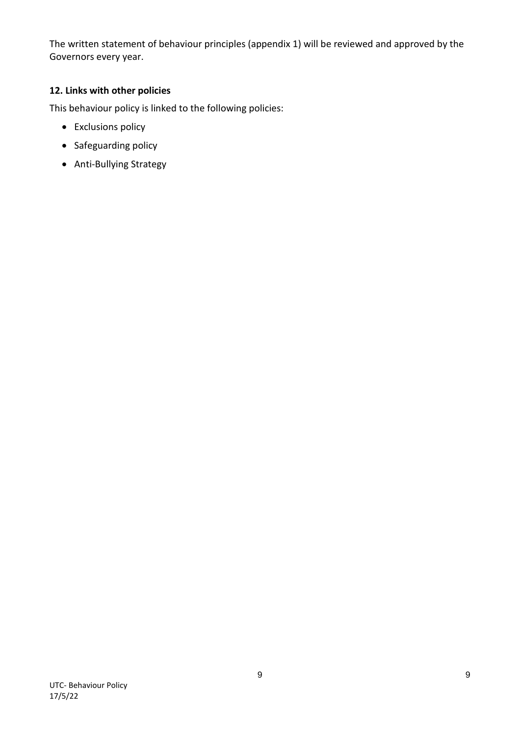The written statement of behaviour principles (appendix 1) will be reviewed and approved by the Governors every year.

## 12. Links with other policies

This behaviour policy is linked to the following policies:

- Exclusions policy
- Safeguarding policy
- Anti-Bullying Strategy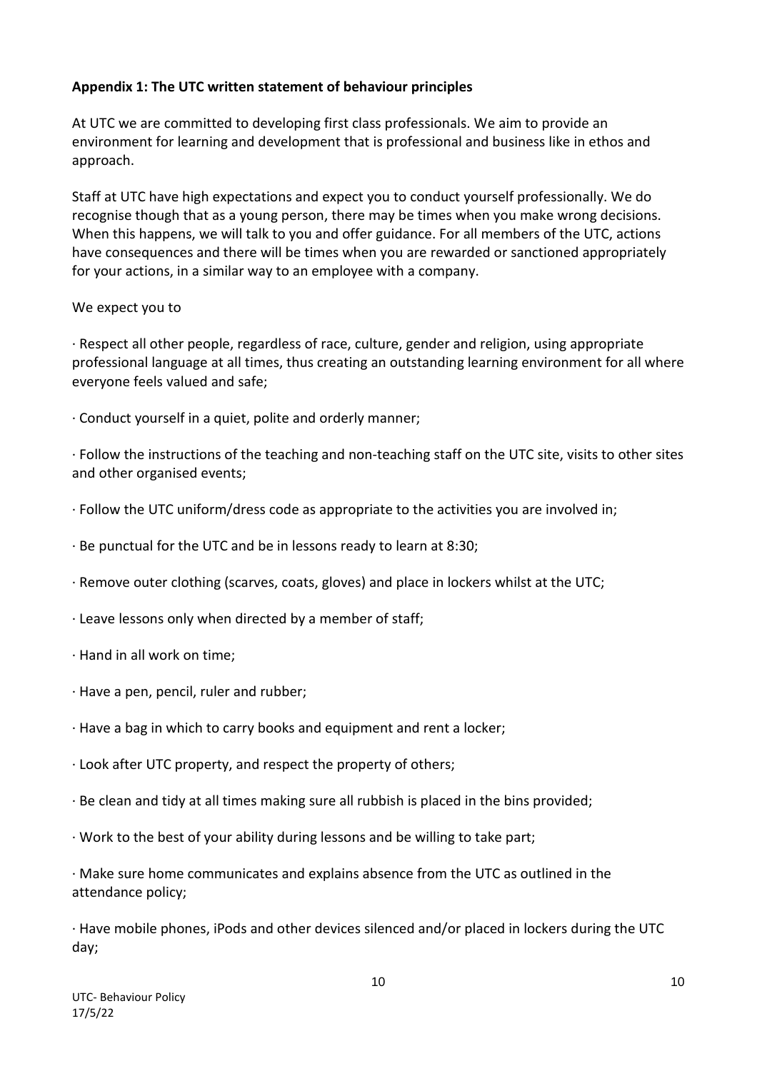**Appendix 1: The UTC written statement of behaviour principles**

At UTC we are committed to developing first class professionals. We aim to provide an environment for learning and development that is professional and business like in ethos and approach.

Staff at UTC have high expectations and expect you to conduct yourself professionally. We do recognise though that as a young person, there may be times when you make wrong decisions. When this happens, we will talk to you and offer guidance. For all members of the UTC, actions have consequences and there will be times when you are rewarded or sanctioned appropriately for your actions, in a similar way to an employee with a company.

We expect you to

· Respect all other people, regardless of race, culture, gender and religion, using appropriate professional language at all times, thus creating an outstanding learning environment for all where everyone feels valued and safe;

· Conduct yourself in a quiet, polite and orderly manner;

· Follow the instructions of the teaching and non-teaching staff on the UTC site, visits to other sites and other organised events;

· Follow the UTC uniform/dress code as appropriate to the activities you are involved in;

· Be punctual for the UTC and be in lessons ready to learn at 8:30;

· Remove outer clothing (scarves, coats, gloves) and place in lockers whilst at the UTC;

· Leave lessons only when directed by a member of staff;

· Hand in all work on time;

· Have a pen, pencil, ruler and rubber;

· Have a bag in which to carry books and equipment and rent a locker;

· Look after UTC property, and respect the property of others;

· Be clean and tidy at all times making sure all rubbish is placed in the bins provided;

· Work to the best of your ability during lessons and be willing to take part;

· Make sure home communicates and explains absence from the UTC as outlined in the attendance policy;

· Have mobile phones, iPods and other devices silenced and/or placed in lockers during the UTC day;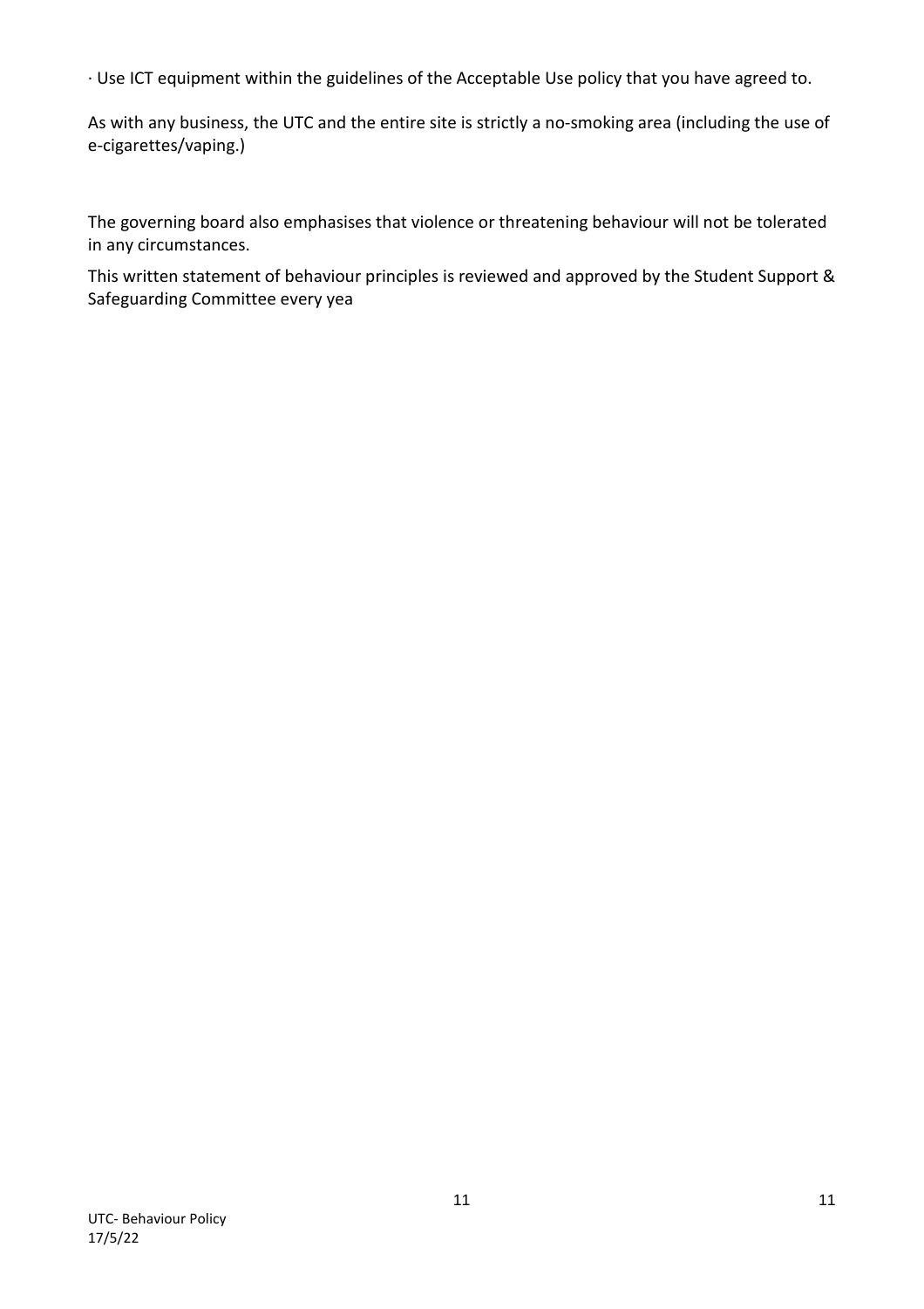· Use ICT equipment within the guidelines of the Acceptable Use policy that you have agreed to.

As with any business, the UTC and the entire site is strictly a no-smoking area (including the use of e-cigarettes/vaping.)

The governing board also emphasises that violence or threatening behaviour will not be tolerated in any circumstances.

This written statement of behaviour principles is reviewed and approved by the Student Support & Safeguarding Committee every yea